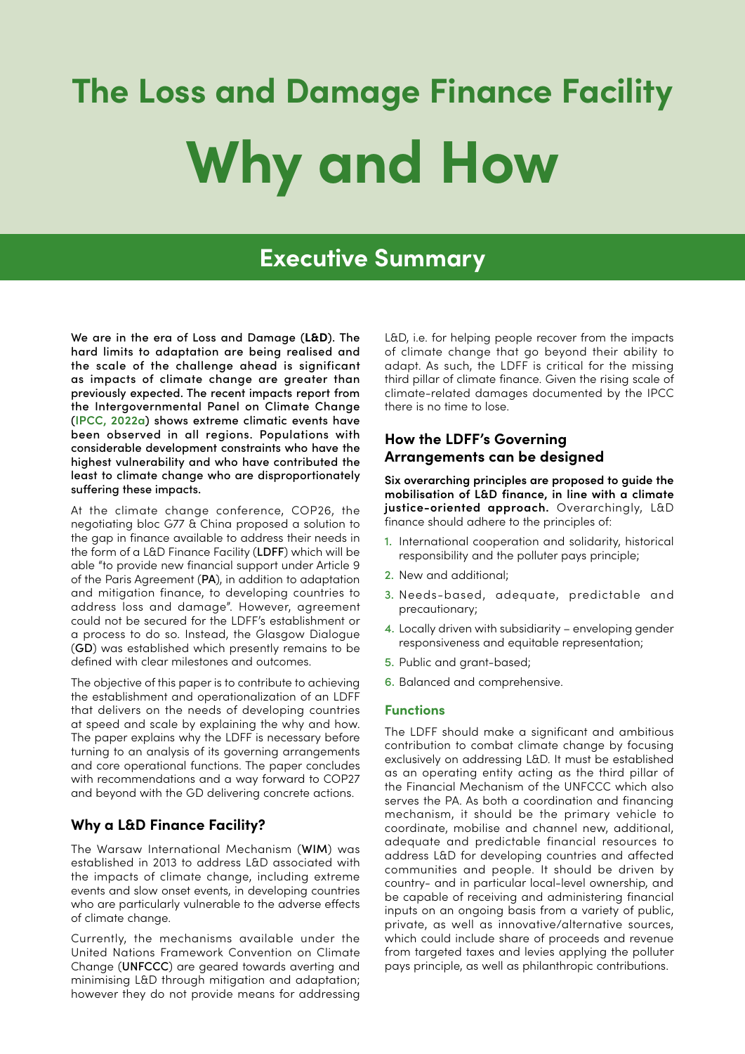# The Loss and Damage Finance Facility

# Why and How

## Executive Summary

**We are in the era of Loss and Damage (L&D). The hard limits to adaptation are being realised and the scale of the challenge ahead is significant as impacts of climate change are greater than previously expected. The recent impacts report from the Intergovernmental Panel on Climate Change (IPCC, 2022a) shows extreme climatic events have been observed in all regions. Populations with considerable development constraints who have the highest vulnerability and who have contributed the least to climate change who are disproportionately suffering these impacts.**

At the climate change conference, COP26, the negotiating bloc G77 & China proposed a solution to the gap in finance available to address their needs in the form of a L&D Finance Facility (**LDFF**) which will be able "to provide new financial support under Article 9 of the Paris Agreement (**PA**), in addition to adaptation and mitigation finance, to developing countries to address loss and damage". However, agreement could not be secured for the LDFF's establishment or a process to do so. Instead, the Glasgow Dialogue (**GD**) was established which presently remains to be defined with clear milestones and outcomes.

The objective of this paper is to contribute to achieving the establishment and operationalization of an LDFF that delivers on the needs of developing countries at speed and scale by explaining the why and how. The paper explains why the LDFF is necessary before turning to an analysis of its governing arrangements and core operational functions. The paper concludes with recommendations and a way forward to COP27 and beyond with the GD delivering concrete actions.

### Why a L&D Finance Facility?

The Warsaw International Mechanism (**WIM**) was established in 2013 to address L&D associated with the impacts of climate change, including extreme events and slow onset events, in developing countries who are particularly vulnerable to the adverse effects of climate change.

Currently, the mechanisms available under the United Nations Framework Convention on Climate Change (**UNFCCC**) are geared towards averting and minimising L&D through mitigation and adaptation; however they do not provide means for addressing L&D, i.e. for helping people recover from the impacts of climate change that go beyond their ability to adapt. As such, the LDFF is critical for the missing third pillar of climate finance. Given the rising scale of climate-related damages documented by the IPCC there is no time to lose.

### How the LDFF's Governing Arrangements can be designed

**Six overarching principles are proposed to guide the mobilisation of L&D finance, in line with a climate justice-oriented approach.** Overarchingly, L&D finance should adhere to the principles of:

1. International cooperation and solidarity, historical responsibility and the polluter pays principle;
2. New and additional;
3. Needs-based, adequate, predictable and precautionary;
4. Locally driven with subsidiarity – enveloping gender responsiveness and equitable representation;
5. Public and grant-based;
6. Balanced and comprehensive.

#### Functions

The LDFF should make a significant and ambitious contribution to combat climate change by focusing exclusively on addressing L&D. It must be established as an operating entity acting as the third pillar of the Financial Mechanism of the UNFCCC which also serves the PA. As both a coordination and financing mechanism, it should be the primary vehicle to coordinate, mobilise and channel new, additional, adequate and predictable financial resources to address L&D for developing countries and affected communities and people. It should be driven by country- and in particular local-level ownership, and be capable of receiving and administering financial inputs on an ongoing basis from a variety of public, private, as well as innovative/alternative sources, which could include share of proceeds and revenue from targeted taxes and levies applying the polluter pays principle, as well as philanthropic contributions.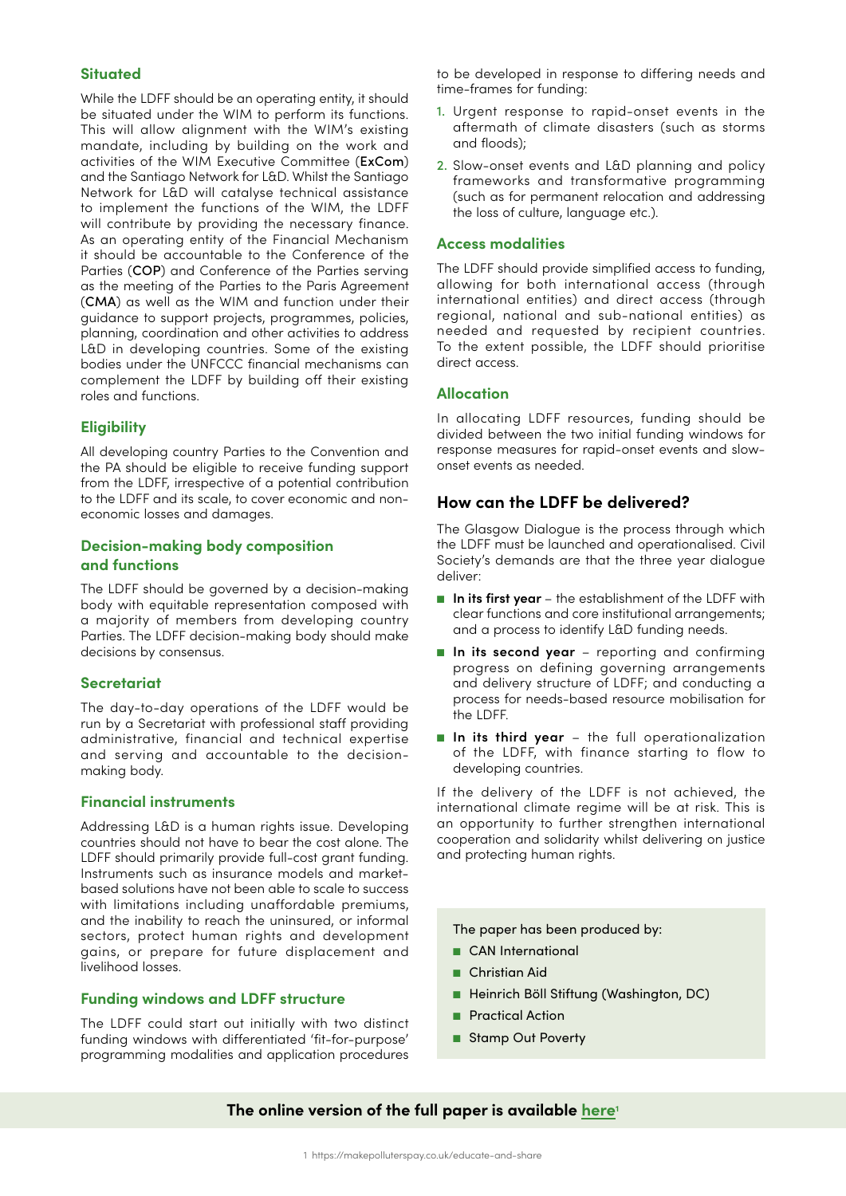### Situated

While the LDFF should be an operating entity, it should be situated under the WIM to perform its functions. This will allow alignment with the WIM's existing mandate, including by building on the work and activities of the WIM Executive Committee (**ExCom**) and the Santiago Network for L&D. Whilst the Santiago Network for L&D will catalyse technical assistance to implement the functions of the WIM, the LDFF will contribute by providing the necessary finance. As an operating entity of the Financial Mechanism it should be accountable to the Conference of the Parties (**COP**) and Conference of the Parties serving as the meeting of the Parties to the Paris Agreement (**CMA**) as well as the WIM and function under their guidance to support projects, programmes, policies, planning, coordination and other activities to address L&D in developing countries. Some of the existing bodies under the UNFCCC financial mechanisms can complement the LDFF by building off their existing roles and functions.

### Eligibility

All developing country Parties to the Convention and the PA should be eligible to receive funding support from the LDFF, irrespective of a potential contribution to the LDFF and its scale, to cover economic and non-economic losses and damages.

### Decision-making body composition and functions

The LDFF should be governed by a decision-making body with equitable representation composed with a majority of members from developing country Parties. The LDFF decision-making body should make decisions by consensus.

### Secretariat

The day-to-day operations of the LDFF would be run by a Secretariat with professional staff providing administrative, financial and technical expertise and serving and accountable to the decision-making body.

### Financial instruments

Addressing L&D is a human rights issue. Developing countries should not have to bear the cost alone. The LDFF should primarily provide full-cost grant funding. Instruments such as insurance models and market-based solutions have not been able to scale to success with limitations including unaffordable premiums, and the inability to reach the uninsured, or informal sectors, protect human rights and development gains, or prepare for future displacement and livelihood losses.

### Funding windows and LDFF structure

The LDFF could start out initially with two distinct funding windows with differentiated 'fit-for-purpose' programming modalities and application procedures to be developed in response to differing needs and time-frames for funding:

1. Urgent response to rapid-onset events in the aftermath of climate disasters (such as storms and floods);
2. Slow-onset events and L&D planning and policy frameworks and transformative programming (such as for permanent relocation and addressing the loss of culture, language etc.).

### Access modalities

The LDFF should provide simplified access to funding, allowing for both international access (through international entities) and direct access (through regional, national and sub-national entities) as needed and requested by recipient countries. To the extent possible, the LDFF should prioritise direct access.

### Allocation

In allocating LDFF resources, funding should be divided between the two initial funding windows for response measures for rapid-onset events and slow-onset events as needed.

## How can the LDFF be delivered?

The Glasgow Dialogue is the process through which the LDFF must be launched and operationalised. Civil Society's demands are that the three year dialogue deliver:

- **In its first year** – the establishment of the LDFF with clear functions and core institutional arrangements; and a process to identify L&D funding needs.
- **In its second year** – reporting and confirming progress on defining governing arrangements and delivery structure of LDFF; and conducting a process for needs-based resource mobilisation for the LDFF.
- **In its third year** – the full operationalization of the LDFF, with finance starting to flow to developing countries.

If the delivery of the LDFF is not achieved, the international climate regime will be at risk. This is an opportunity to further strengthen international cooperation and solidarity whilst delivering on justice and protecting human rights.

The paper has been produced by:

- CAN International
- Christian Aid
- Heinrich Böll Stiftung (Washington, DC)
- Practical Action
- Stamp Out Poverty

**The online version of the full paper is available here[1]**

1 https://makepolluterspay.co.uk/educate-and-share